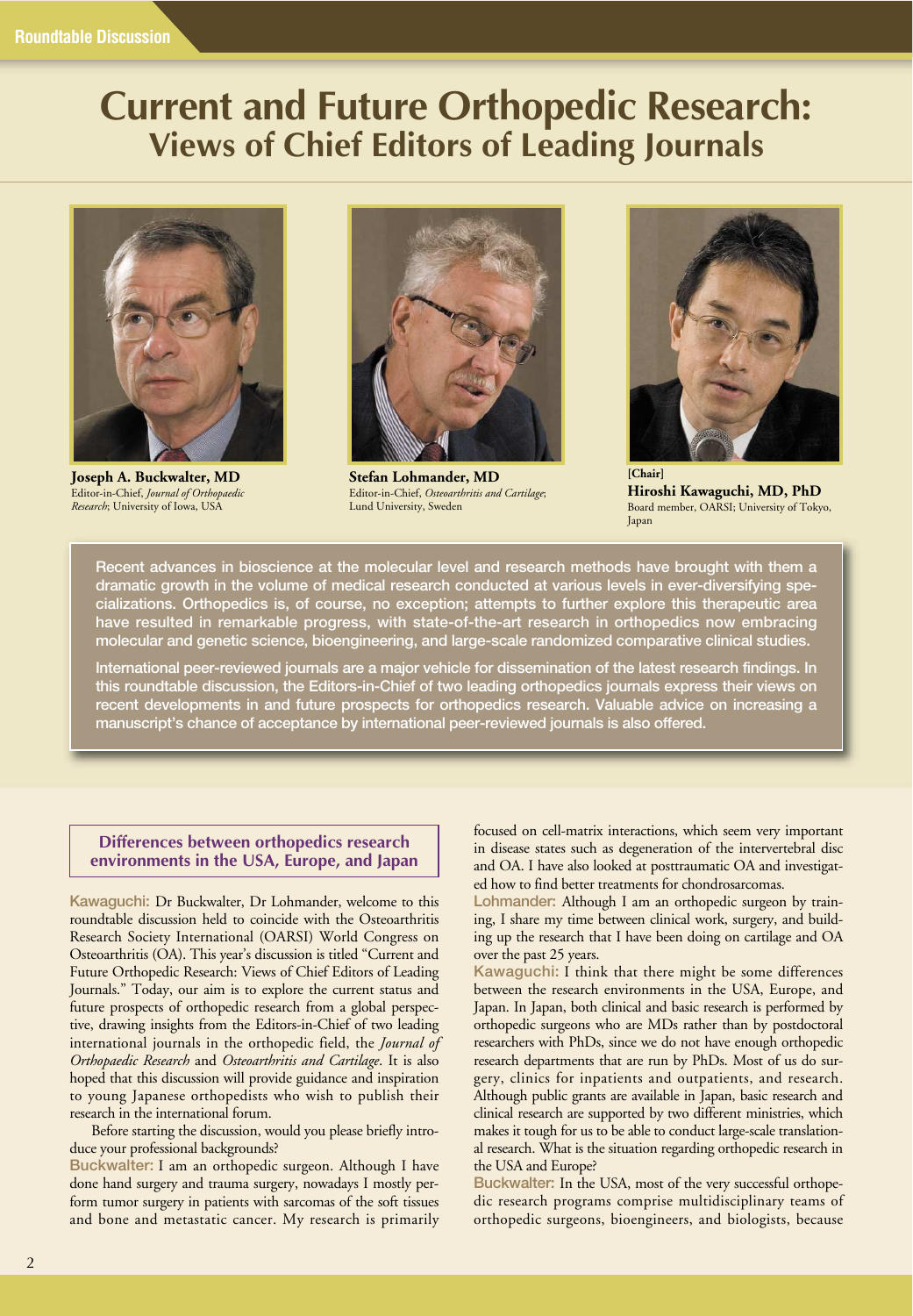Roundtable Discussion

# Current and Future Orthopedic Research: Views of Chief Editors of Leading Journals

**Joseph A. Buckwalter, MD**
Editor-in-Chief, *Journal of Orthopaedic Research*; University of Iowa, USA

**Stefan Lohmander, MD**
Editor-in-Chief, *Osteoarthritis and Cartilage*; Lund University, Sweden

**[Chair]**
**Hiroshi Kawaguchi, MD, PhD**
Board member, OARSI; University of Tokyo, Japan

Recent advances in bioscience at the molecular level and research methods have brought with them a dramatic growth in the volume of medical research conducted at various levels in ever-diversifying specializations. Orthopedics is, of course, no exception; attempts to further explore this therapeutic area have resulted in remarkable progress, with state-of-the-art research in orthopedics now embracing molecular and genetic science, bioengineering, and large-scale randomized comparative clinical studies.

International peer-reviewed journals are a major vehicle for dissemination of the latest research findings. In this roundtable discussion, the Editors-in-Chief of two leading orthopedics journals express their views on recent developments in and future prospects for orthopedics research. Valuable advice on increasing a manuscript's chance of acceptance by international peer-reviewed journals is also offered.

## Differences between orthopedics research environments in the USA, Europe, and Japan

**Kawaguchi:** Dr Buckwalter, Dr Lohmander, welcome to this roundtable discussion held to coincide with the Osteoarthritis Research Society International (OARSI) World Congress on Osteoarthritis (OA). This year's discussion is titled "Current and Future Orthopedic Research: Views of Chief Editors of Leading Journals." Today, our aim is to explore the current status and future prospects of orthopedic research from a global perspective, drawing insights from the Editors-in-Chief of two leading international journals in the orthopedic field, the *Journal of Orthopaedic Research* and *Osteoarthritis and Cartilage*. It is also hoped that this discussion will provide guidance and inspiration to young Japanese orthopedists who wish to publish their research in the international forum.

Before starting the discussion, would you please briefly introduce your professional backgrounds?

**Buckwalter:** I am an orthopedic surgeon. Although I have done hand surgery and trauma surgery, nowadays I mostly perform tumor surgery in patients with sarcomas of the soft tissues and bone and metastatic cancer. My research is primarily focused on cell-matrix interactions, which seem very important in disease states such as degeneration of the intervertebral disc and OA. I have also looked at posttraumatic OA and investigated how to find better treatments for chondrosarcomas.

**Lohmander:** Although I am an orthopedic surgeon by training, I share my time between clinical work, surgery, and building up the research that I have been doing on cartilage and OA over the past 25 years.

**Kawaguchi:** I think that there might be some differences between the research environments in the USA, Europe, and Japan. In Japan, both clinical and basic research is performed by orthopedic surgeons who are MDs rather than by postdoctoral researchers with PhDs, since we do not have enough orthopedic research departments that are run by PhDs. Most of us do surgery, clinics for inpatients and outpatients, and research. Although public grants are available in Japan, basic research and clinical research are supported by two different ministries, which makes it tough for us to be able to conduct large-scale translational research. What is the situation regarding orthopedic research in the USA and Europe?

**Buckwalter:** In the USA, most of the very successful orthopedic research programs comprise multidisciplinary teams of orthopedic surgeons, bioengineers, and biologists, because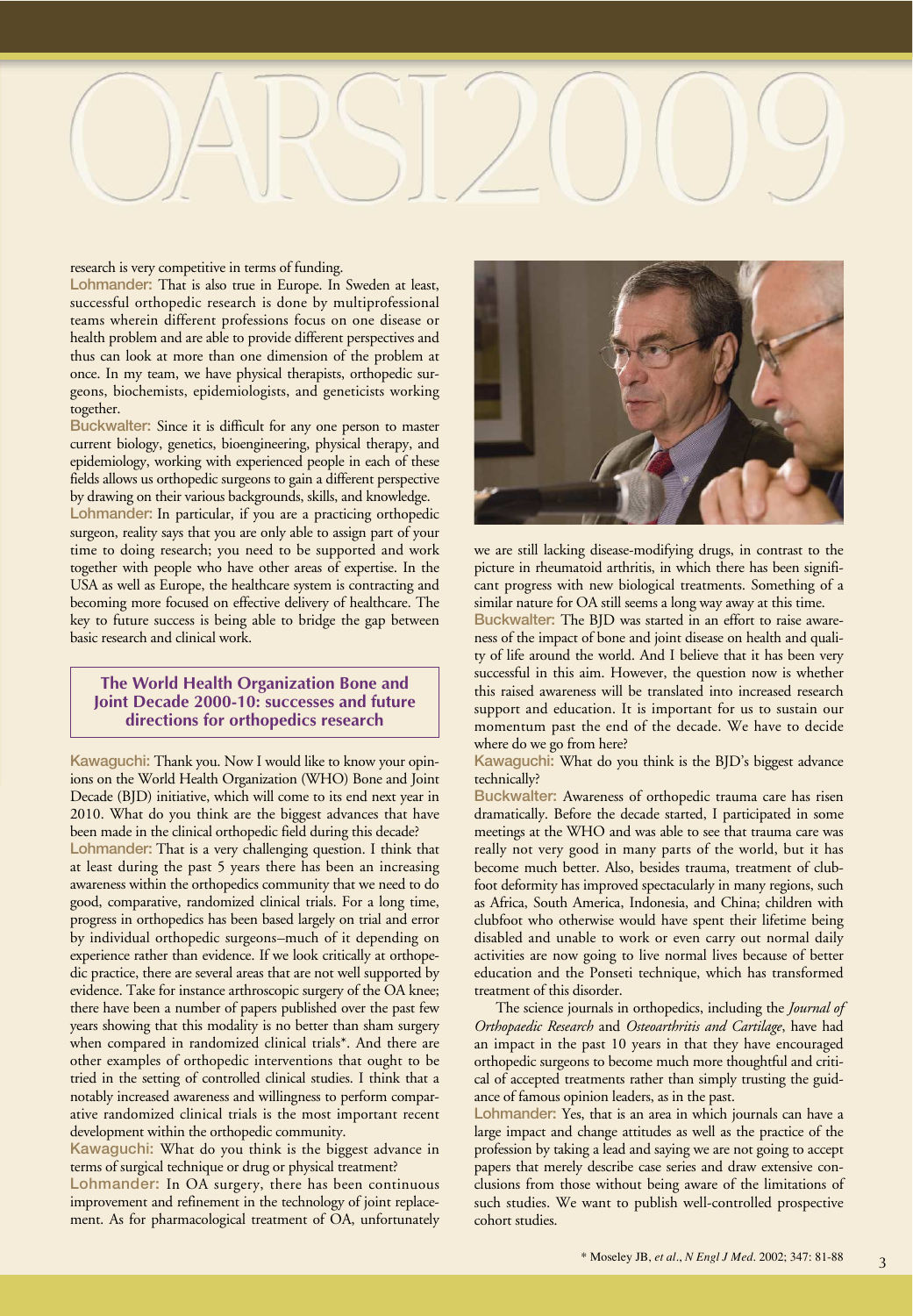research is very competitive in terms of funding.

**Lohmander:** That is also true in Europe. In Sweden at least, successful orthopedic research is done by multiprofessional teams wherein different professions focus on one disease or health problem and are able to provide different perspectives and thus can look at more than one dimension of the problem at once. In my team, we have physical therapists, orthopedic surgeons, biochemists, epidemiologists, and geneticists working together.

**Buckwalter:** Since it is difficult for any one person to master current biology, genetics, bioengineering, physical therapy, and epidemiology, working with experienced people in each of these fields allows us orthopedic surgeons to gain a different perspective by drawing on their various backgrounds, skills, and knowledge.

**Lohmander:** In particular, if you are a practicing orthopedic surgeon, reality says that you are only able to assign part of your time to doing research; you need to be supported and work together with people who have other areas of expertise. In the USA as well as Europe, the healthcare system is contracting and becoming more focused on effective delivery of healthcare. The key to future success is being able to bridge the gap between basic research and clinical work.

## The World Health Organization Bone and Joint Decade 2000-10: successes and future directions for orthopedics research

**Kawaguchi:** Thank you. Now I would like to know your opinions on the World Health Organization (WHO) Bone and Joint Decade (BJD) initiative, which will come to its end next year in 2010. What do you think are the biggest advances that have been made in the clinical orthopedic field during this decade?

**Lohmander:** That is a very challenging question. I think that at least during the past 5 years there has been an increasing awareness within the orthopedics community that we need to do good, comparative, randomized clinical trials. For a long time, progress in orthopedics has been based largely on trial and error by individual orthopedic surgeons–much of it depending on experience rather than evidence. If we look critically at orthopedic practice, there are several areas that are not well supported by evidence. Take for instance arthroscopic surgery of the OA knee; there have been a number of papers published over the past few years showing that this modality is no better than sham surgery when compared in randomized clinical trials*. And there are other examples of orthopedic interventions that ought to be tried in the setting of controlled clinical studies. I think that a notably increased awareness and willingness to perform comparative randomized clinical trials is the most important recent development within the orthopedic community.

**Kawaguchi:** What do you think is the biggest advance in terms of surgical technique or drug or physical treatment?

**Lohmander:** In OA surgery, there has been continuous improvement and refinement in the technology of joint replacement. As for pharmacological treatment of OA, unfortunately we are still lacking disease-modifying drugs, in contrast to the picture in rheumatoid arthritis, in which there has been significant progress with new biological treatments. Something of a similar nature for OA still seems a long way away at this time.

**Buckwalter:** The BJD was started in an effort to raise awareness of the impact of bone and joint disease on health and quality of life around the world. And I believe that it has been very successful in this aim. However, the question now is whether this raised awareness will be translated into increased research support and education. It is important for us to sustain our momentum past the end of the decade. We have to decide where do we go from here?

**Kawaguchi:** What do you think is the BJD's biggest advance technically?

**Buckwalter:** Awareness of orthopedic trauma care has risen dramatically. Before the decade started, I participated in some meetings at the WHO and was able to see that trauma care was really not very good in many parts of the world, but it has become much better. Also, besides trauma, treatment of clubfoot deformity has improved spectacularly in many regions, such as Africa, South America, Indonesia, and China; children with clubfoot who otherwise would have spent their lifetime being disabled and unable to work or even carry out normal daily activities are now going to live normal lives because of better education and the Ponseti technique, which has transformed treatment of this disorder.

The science journals in orthopedics, including the *Journal of Orthopaedic Research* and *Osteoarthritis and Cartilage*, have had an impact in the past 10 years in that they have encouraged orthopedic surgeons to become much more thoughtful and critical of accepted treatments rather than simply trusting the guidance of famous opinion leaders, as in the past.

**Lohmander:** Yes, that is an area in which journals can have a large impact and change attitudes as well as the practice of the profession by taking a lead and saying we are not going to accept papers that merely describe case series and draw extensive conclusions from those without being aware of the limitations of such studies. We want to publish well-controlled prospective cohort studies.

\* Moseley JB, *et al*., *N Engl J Med*. 2002; 347: 81-88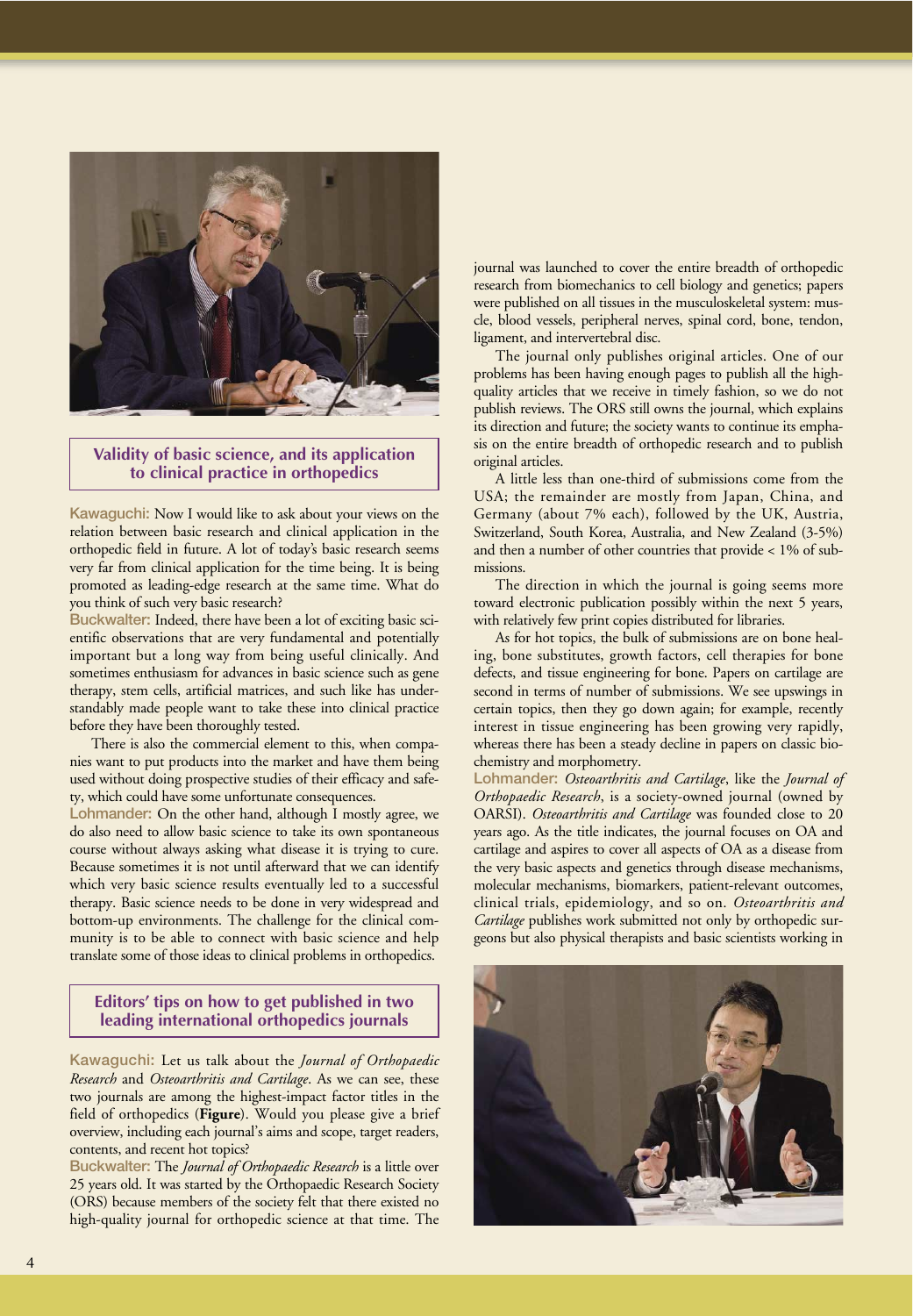## Validity of basic science, and its application to clinical practice in orthopedics

**Kawaguchi:** Now I would like to ask about your views on the relation between basic research and clinical application in the orthopedic field in future. A lot of today's basic research seems very far from clinical application for the time being. It is being promoted as leading-edge research at the same time. What do you think of such very basic research?

**Buckwalter:** Indeed, there have been a lot of exciting basic scientific observations that are very fundamental and potentially important but a long way from being useful clinically. And sometimes enthusiasm for advances in basic science such as gene therapy, stem cells, artificial matrices, and such like has understandably made people want to take these into clinical practice before they have been thoroughly tested.

There is also the commercial element to this, when companies want to put products into the market and have them being used without doing prospective studies of their efficacy and safety, which could have some unfortunate consequences.

**Lohmander:** On the other hand, although I mostly agree, we do also need to allow basic science to take its own spontaneous course without always asking what disease it is trying to cure. Because sometimes it is not until afterward that we can identify which very basic science results eventually led to a successful therapy. Basic science needs to be done in very widespread and bottom-up environments. The challenge for the clinical community is to be able to connect with basic science and help translate some of those ideas to clinical problems in orthopedics.

## Editors' tips on how to get published in two leading international orthopedics journals

**Kawaguchi:** Let us talk about the *Journal of Orthopaedic Research* and *Osteoarthritis and Cartilage*. As we can see, these two journals are among the highest-impact factor titles in the field of orthopedics (**Figure**). Would you please give a brief overview, including each journal's aims and scope, target readers, contents, and recent hot topics?

**Buckwalter:** The *Journal of Orthopaedic Research* is a little over 25 years old. It was started by the Orthopaedic Research Society (ORS) because members of the society felt that there existed no high-quality journal for orthopedic science at that time. The journal was launched to cover the entire breadth of orthopedic research from biomechanics to cell biology and genetics; papers were published on all tissues in the musculoskeletal system: muscle, blood vessels, peripheral nerves, spinal cord, bone, tendon, ligament, and intervertebral disc.

The journal only publishes original articles. One of our problems has been having enough pages to publish all the high-quality articles that we receive in timely fashion, so we do not publish reviews. The ORS still owns the journal, which explains its direction and future; the society wants to continue its emphasis on the entire breadth of orthopedic research and to publish original articles.

A little less than one-third of submissions come from the USA; the remainder are mostly from Japan, China, and Germany (about 7% each), followed by the UK, Austria, Switzerland, South Korea, Australia, and New Zealand (3-5%) and then a number of other countries that provide < 1% of submissions.

The direction in which the journal is going seems more toward electronic publication possibly within the next 5 years, with relatively few print copies distributed for libraries.

As for hot topics, the bulk of submissions are on bone healing, bone substitutes, growth factors, cell therapies for bone defects, and tissue engineering for bone. Papers on cartilage are second in terms of number of submissions. We see upswings in certain topics, then they go down again; for example, recently interest in tissue engineering has been growing very rapidly, whereas there has been a steady decline in papers on classic biochemistry and morphometry.

**Lohmander:** *Osteoarthritis and Cartilage*, like the *Journal of Orthopaedic Research*, is a society-owned journal (owned by OARSI). *Osteoarthritis and Cartilage* was founded close to 20 years ago. As the title indicates, the journal focuses on OA and cartilage and aspires to cover all aspects of OA as a disease from the very basic aspects and genetics through disease mechanisms, molecular mechanisms, biomarkers, patient-relevant outcomes, clinical trials, epidemiology, and so on. *Osteoarthritis and Cartilage* publishes work submitted not only by orthopedic surgeons but also physical therapists and basic scientists working in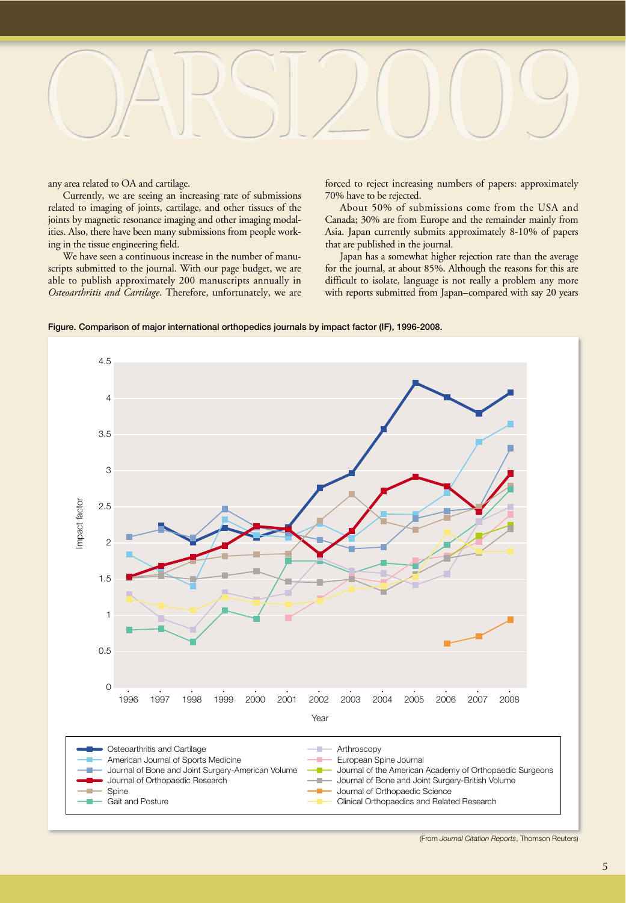any area related to OA and cartilage.

Currently, we are seeing an increasing rate of submissions related to imaging of joints, cartilage, and other tissues of the joints by magnetic resonance imaging and other imaging modalities. Also, there have been many submissions from people working in the tissue engineering field.

We have seen a continuous increase in the number of manuscripts submitted to the journal. With our page budget, we are able to publish approximately 200 manuscripts annually in *Osteoarthritis and Cartilage*. Therefore, unfortunately, we are forced to reject increasing numbers of papers: approximately 70% have to be rejected.

About 50% of submissions come from the USA and Canada; 30% are from Europe and the remainder mainly from Asia. Japan currently submits approximately 8-10% of papers that are published in the journal.

Japan has a somewhat higher rejection rate than the average for the journal, at about 85%. Although the reasons for this are difficult to isolate, language is not really a problem any more with reports submitted from Japan–compared with say 20 years

**Figure. Comparison of major international orthopedics journals by impact factor (IF), 1996-2008.**

(From *Journal Citation Reports*, Thomson Reuters)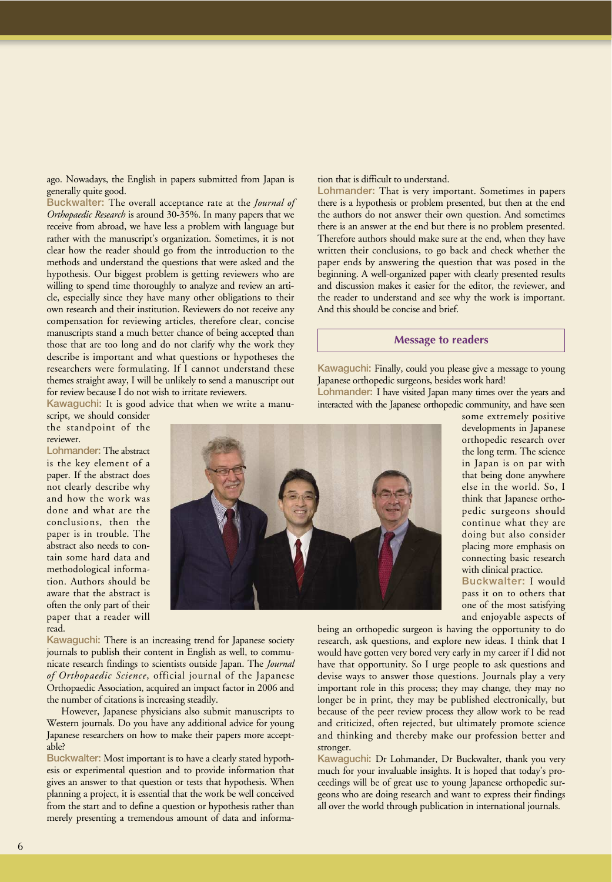ago. Nowadays, the English in papers submitted from Japan is generally quite good.

**Buckwalter:** The overall acceptance rate at the *Journal of Orthopaedic Research* is around 30-35%. In many papers that we receive from abroad, we have less a problem with language but rather with the manuscript's organization. Sometimes, it is not clear how the reader should go from the introduction to the methods and understand the questions that were asked and the hypothesis. Our biggest problem is getting reviewers who are willing to spend time thoroughly to analyze and review an article, especially since they have many other obligations to their own research and their institution. Reviewers do not receive any compensation for reviewing articles, therefore clear, concise manuscripts stand a much better chance of being accepted than those that are too long and do not clarify why the work they describe is important and what questions or hypotheses the researchers were formulating. If I cannot understand these themes straight away, I will be unlikely to send a manuscript out for review because I do not wish to irritate reviewers.

**Kawaguchi:** It is good advice that when we write a manuscript, we should consider the standpoint of the reviewer.

**Lohmander:** The abstract is the key element of a paper. If the abstract does not clearly describe why and how the work was done and what are the conclusions, then the paper is in trouble. The abstract also needs to contain some hard data and methodological information. Authors should be aware that the abstract is often the only part of their paper that a reader will read.

**Kawaguchi:** There is an increasing trend for Japanese society journals to publish their content in English as well, to communicate research findings to scientists outside Japan. The *Journal of Orthopaedic Science*, official journal of the Japanese Orthopaedic Association, acquired an impact factor in 2006 and the number of citations is increasing steadily.

However, Japanese physicians also submit manuscripts to Western journals. Do you have any additional advice for young Japanese researchers on how to make their papers more acceptable?

**Buckwalter:** Most important is to have a clearly stated hypothesis or experimental question and to provide information that gives an answer to that question or tests that hypothesis. When planning a project, it is essential that the work be well conceived from the start and to define a question or hypothesis rather than merely presenting a tremendous amount of data and information that is difficult to understand.

**Lohmander:** That is very important. Sometimes in papers there is a hypothesis or problem presented, but then at the end the authors do not answer their own question. And sometimes there is an answer at the end but there is no problem presented. Therefore authors should make sure at the end, when they have written their conclusions, to go back and check whether the paper ends by answering the question that was posed in the beginning. A well-organized paper with clearly presented results and discussion makes it easier for the editor, the reviewer, and the reader to understand and see why the work is important. And this should be concise and brief.

## Message to readers

**Kawaguchi:** Finally, could you please give a message to young Japanese orthopedic surgeons, besides work hard!

**Lohmander:** I have visited Japan many times over the years and interacted with the Japanese orthopedic community, and have seen some extremely positive developments in Japanese orthopedic research over the long term. The science in Japan is on par with that being done anywhere else in the world. So, I think that Japanese orthopedic surgeons should continue what they are doing but also consider placing more emphasis on connecting basic research with clinical practice.

**Buckwalter:** I would pass it on to others that one of the most satisfying and enjoyable aspects of being an orthopedic surgeon is having the opportunity to do research, ask questions, and explore new ideas. I think that I would have gotten very bored very early in my career if I did not have that opportunity. So I urge people to ask questions and devise ways to answer those questions. Journals play a very important role in this process; they may change, they may no longer be in print, they may be published electronically, but because of the peer review process they allow work to be read and criticized, often rejected, but ultimately promote science and thinking and thereby make our profession better and stronger.

**Kawaguchi:** Dr Lohmander, Dr Buckwalter, thank you very much for your invaluable insights. It is hoped that today's proceedings will be of great use to young Japanese orthopedic surgeons who are doing research and want to express their findings all over the world through publication in international journals.